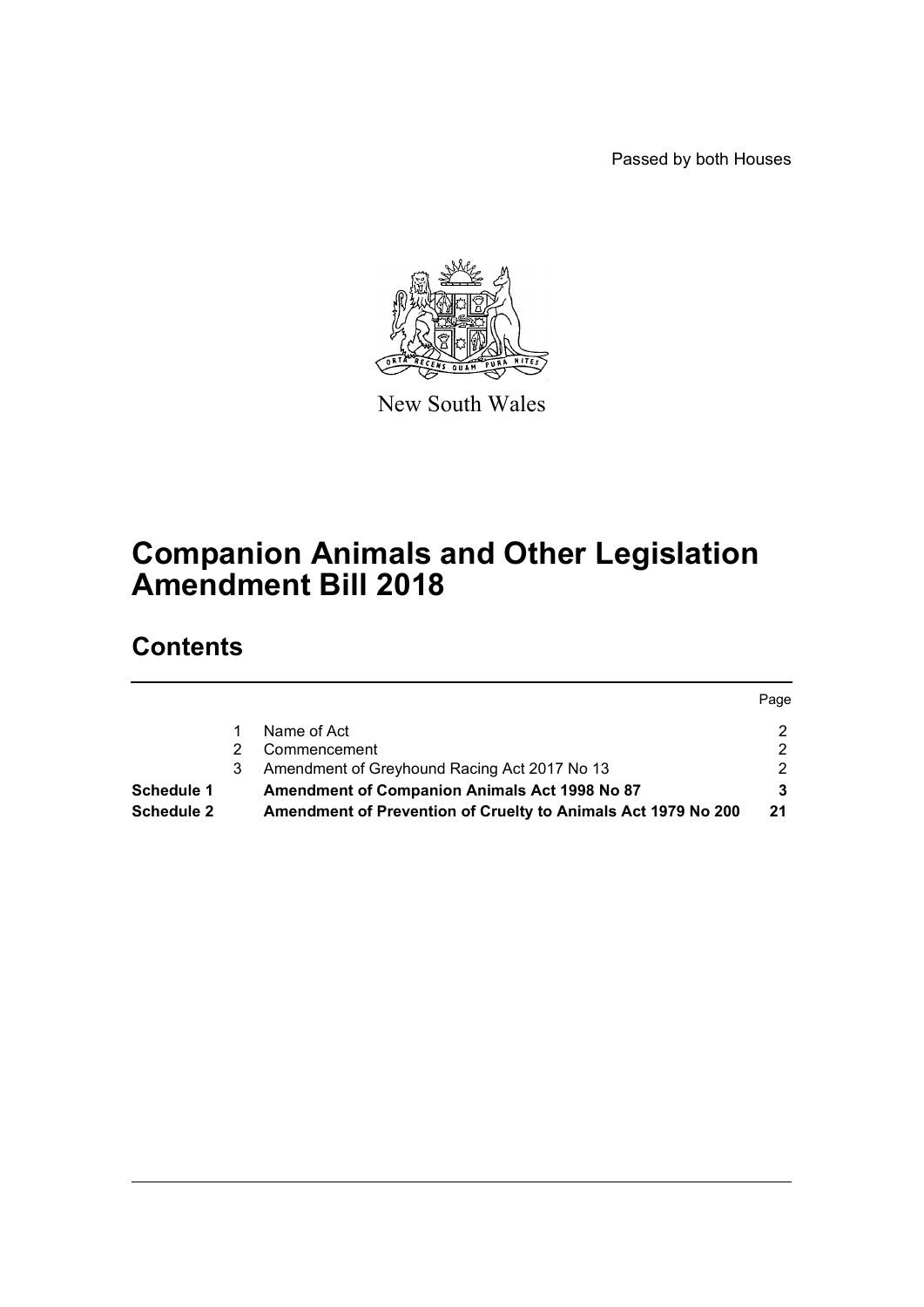Passed by both Houses

New South Wales

# Companion Animals and Other Legislation Amendment Bill 2018

## Contents

| | | | Page |
|---|---|---|---|
| | 1 | Name of Act | 2 |
| | 2 | Commencement | 2 |
| | 3 | Amendment of Greyhound Racing Act 2017 No 13 | 2 |
| **Schedule 1** | | **Amendment of Companion Animals Act 1998 No 87** | **3** |
| **Schedule 2** | | **Amendment of Prevention of Cruelty to Animals Act 1979 No 200** | **21** |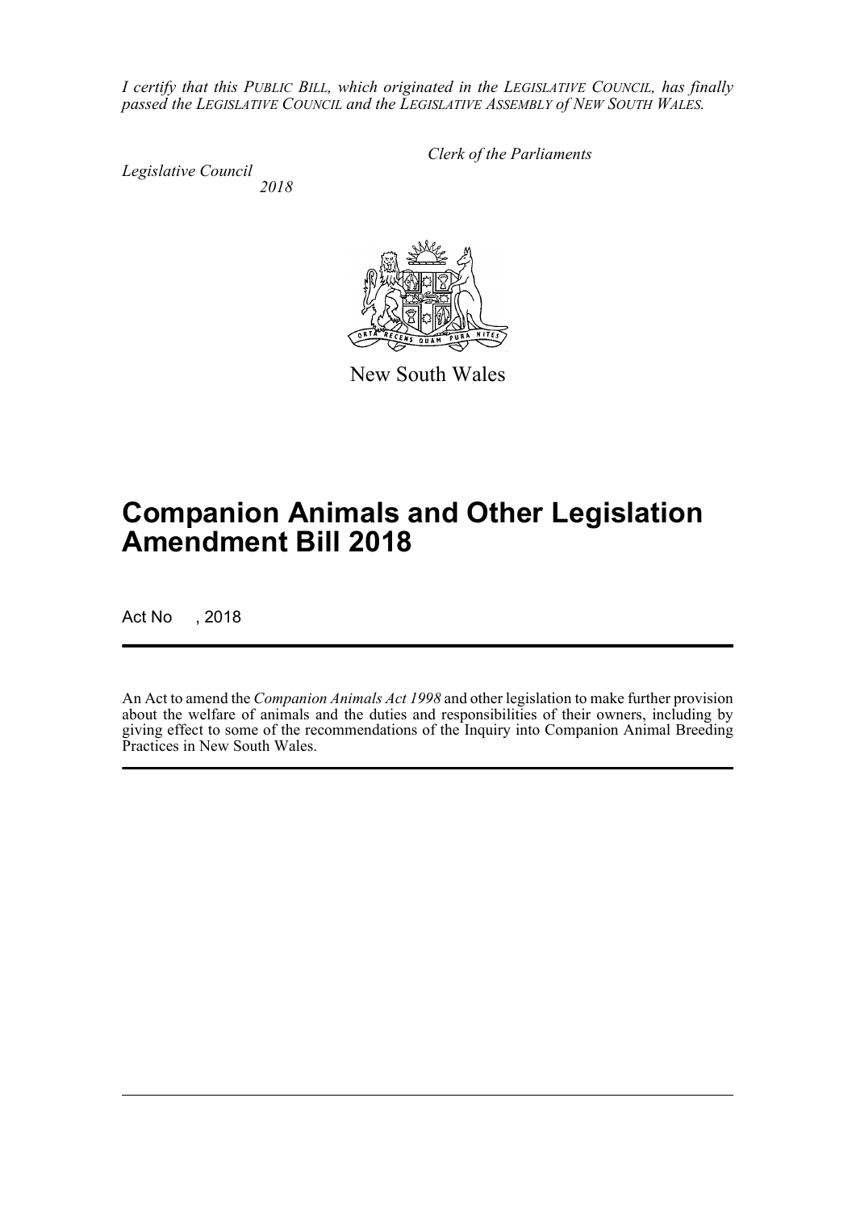*I certify that this PUBLIC BILL, which originated in the LEGISLATIVE COUNCIL, has finally passed the LEGISLATIVE COUNCIL and the LEGISLATIVE ASSEMBLY of NEW SOUTH WALES.*

*Clerk of the Parliaments*

*Legislative Council*
*2018*

New South Wales

# Companion Animals and Other Legislation Amendment Bill 2018

Act No , 2018

An Act to amend the *Companion Animals Act 1998* and other legislation to make further provision about the welfare of animals and the duties and responsibilities of their owners, including by giving effect to some of the recommendations of the Inquiry into Companion Animal Breeding Practices in New South Wales.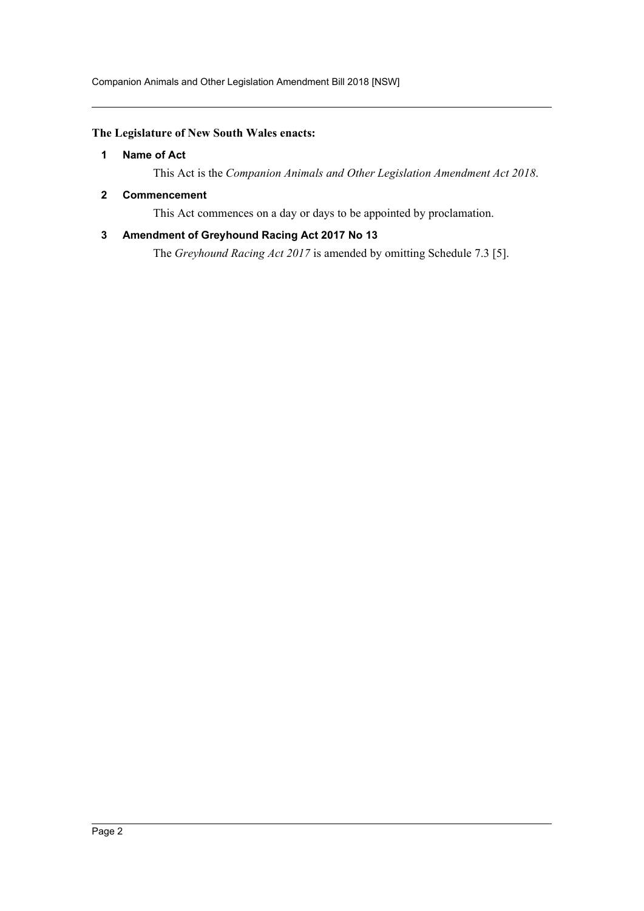**The Legislature of New South Wales enacts:**

### 1 Name of Act

This Act is the *Companion Animals and Other Legislation Amendment Act 2018*.

### 2 Commencement

This Act commences on a day or days to be appointed by proclamation.

### 3 Amendment of Greyhound Racing Act 2017 No 13

The *Greyhound Racing Act 2017* is amended by omitting Schedule 7.3 [5].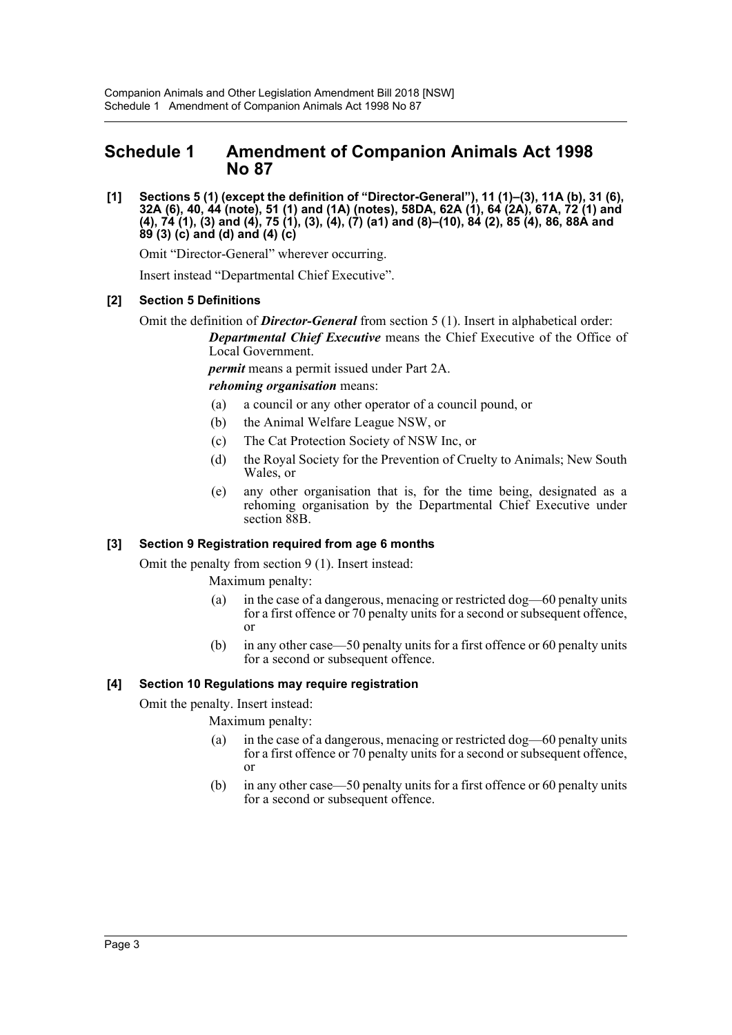# Schedule 1 Amendment of Companion Animals Act 1998 No 87

**[1] Sections 5 (1) (except the definition of "Director-General"), 11 (1)–(3), 11A (b), 31 (6), 32A (6), 40, 44 (note), 51 (1) and (1A) (notes), 58DA, 62A (1), 64 (2A), 67A, 72 (1) and (4), 74 (1), (3) and (4), 75 (1), (3), (4), (7) (a1) and (8)–(10), 84 (2), 85 (4), 86, 88A and 89 (3) (c) and (d) and (4) (c)**

Omit "Director-General" wherever occurring.

Insert instead "Departmental Chief Executive".

**[2] Section 5 Definitions**

Omit the definition of ***Director-General*** from section 5 (1). Insert in alphabetical order:

***Departmental Chief Executive*** means the Chief Executive of the Office of Local Government.

***permit*** means a permit issued under Part 2A.

***rehoming organisation*** means:

- (a) a council or any other operator of a council pound, or
- (b) the Animal Welfare League NSW, or
- (c) The Cat Protection Society of NSW Inc, or
- (d) the Royal Society for the Prevention of Cruelty to Animals; New South Wales, or
- (e) any other organisation that is, for the time being, designated as a rehoming organisation by the Departmental Chief Executive under section 88B.

**[3] Section 9 Registration required from age 6 months**

Omit the penalty from section 9 (1). Insert instead:

Maximum penalty:

- (a) in the case of a dangerous, menacing or restricted dog—60 penalty units for a first offence or 70 penalty units for a second or subsequent offence, or
- (b) in any other case—50 penalty units for a first offence or 60 penalty units for a second or subsequent offence.

**[4] Section 10 Regulations may require registration**

Omit the penalty. Insert instead:

Maximum penalty:

- (a) in the case of a dangerous, menacing or restricted dog—60 penalty units for a first offence or 70 penalty units for a second or subsequent offence, or
- (b) in any other case—50 penalty units for a first offence or 60 penalty units for a second or subsequent offence.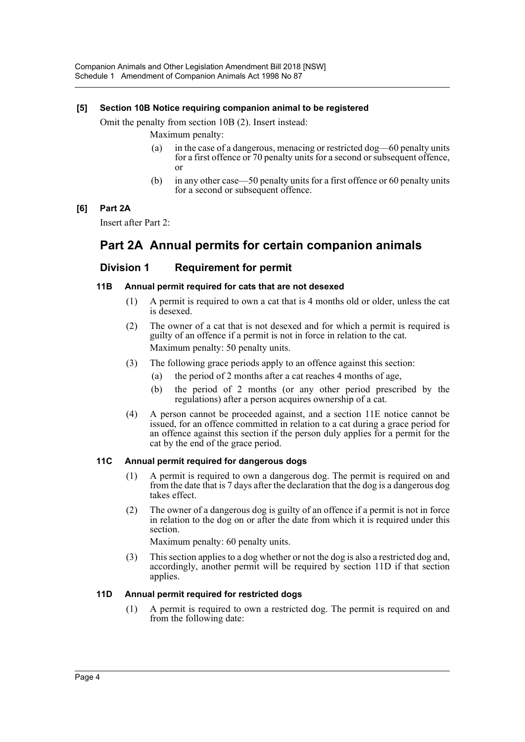**[5] Section 10B Notice requiring companion animal to be registered**

Omit the penalty from section 10B (2). Insert instead:

Maximum penalty:

(a) in the case of a dangerous, menacing or restricted dog—60 penalty units for a first offence or 70 penalty units for a second or subsequent offence, or

(b) in any other case—50 penalty units for a first offence or 60 penalty units for a second or subsequent offence.

**[6] Part 2A**

Insert after Part 2:

# Part 2A Annual permits for certain companion animals

## Division 1 Requirement for permit

### 11B Annual permit required for cats that are not desexed

(1) A permit is required to own a cat that is 4 months old or older, unless the cat is desexed.

(2) The owner of a cat that is not desexed and for which a permit is required is guilty of an offence if a permit is not in force in relation to the cat.

Maximum penalty: 50 penalty units.

(3) The following grace periods apply to an offence against this section:

(a) the period of 2 months after a cat reaches 4 months of age,

(b) the period of 2 months (or any other period prescribed by the regulations) after a person acquires ownership of a cat.

(4) A person cannot be proceeded against, and a section 11E notice cannot be issued, for an offence committed in relation to a cat during a grace period for an offence against this section if the person duly applies for a permit for the cat by the end of the grace period.

### 11C Annual permit required for dangerous dogs

(1) A permit is required to own a dangerous dog. The permit is required on and from the date that is 7 days after the declaration that the dog is a dangerous dog takes effect.

(2) The owner of a dangerous dog is guilty of an offence if a permit is not in force in relation to the dog on or after the date from which it is required under this section.

Maximum penalty: 60 penalty units.

(3) This section applies to a dog whether or not the dog is also a restricted dog and, accordingly, another permit will be required by section 11D if that section applies.

### 11D Annual permit required for restricted dogs

(1) A permit is required to own a restricted dog. The permit is required on and from the following date: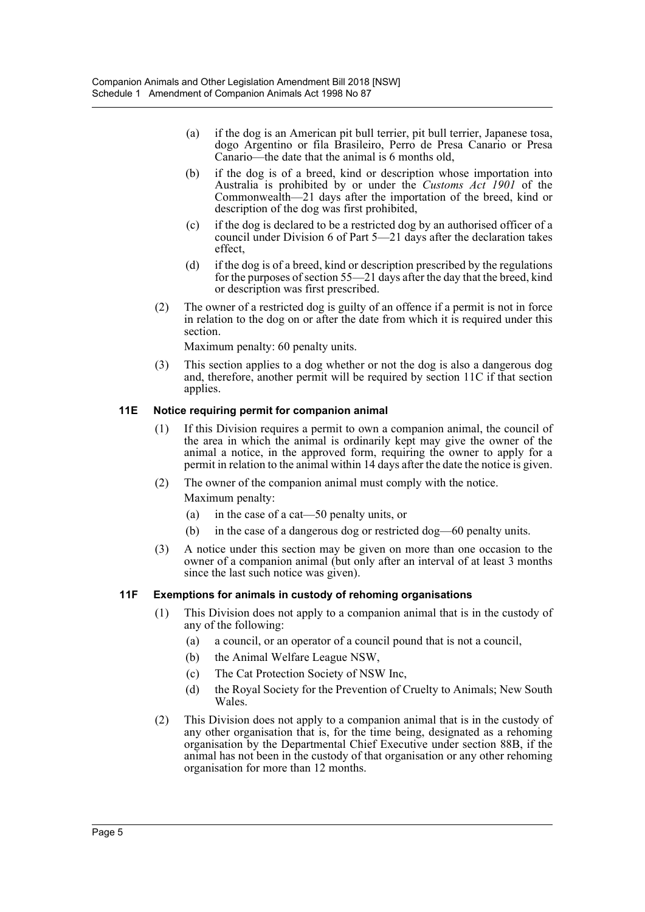(a) if the dog is an American pit bull terrier, pit bull terrier, Japanese tosa, dogo Argentino or fila Brasileiro, Perro de Presa Canario or Presa Canario—the date that the animal is 6 months old,

(b) if the dog is of a breed, kind or description whose importation into Australia is prohibited by or under the *Customs Act 1901* of the Commonwealth—21 days after the importation of the breed, kind or description of the dog was first prohibited,

(c) if the dog is declared to be a restricted dog by an authorised officer of a council under Division 6 of Part 5—21 days after the declaration takes effect,

(d) if the dog is of a breed, kind or description prescribed by the regulations for the purposes of section 55—21 days after the day that the breed, kind or description was first prescribed.

(2) The owner of a restricted dog is guilty of an offence if a permit is not in force in relation to the dog on or after the date from which it is required under this section.

Maximum penalty: 60 penalty units.

(3) This section applies to a dog whether or not the dog is also a dangerous dog and, therefore, another permit will be required by section 11C if that section applies.

### 11E Notice requiring permit for companion animal

(1) If this Division requires a permit to own a companion animal, the council of the area in which the animal is ordinarily kept may give the owner of the animal a notice, in the approved form, requiring the owner to apply for a permit in relation to the animal within 14 days after the date the notice is given.

(2) The owner of the companion animal must comply with the notice.

Maximum penalty:

(a) in the case of a cat—50 penalty units, or

(b) in the case of a dangerous dog or restricted dog—60 penalty units.

(3) A notice under this section may be given on more than one occasion to the owner of a companion animal (but only after an interval of at least 3 months since the last such notice was given).

### 11F Exemptions for animals in custody of rehoming organisations

(1) This Division does not apply to a companion animal that is in the custody of any of the following:

(a) a council, or an operator of a council pound that is not a council,

(b) the Animal Welfare League NSW,

(c) The Cat Protection Society of NSW Inc,

(d) the Royal Society for the Prevention of Cruelty to Animals; New South Wales.

(2) This Division does not apply to a companion animal that is in the custody of any other organisation that is, for the time being, designated as a rehoming organisation by the Departmental Chief Executive under section 88B, if the animal has not been in the custody of that organisation or any other rehoming organisation for more than 12 months.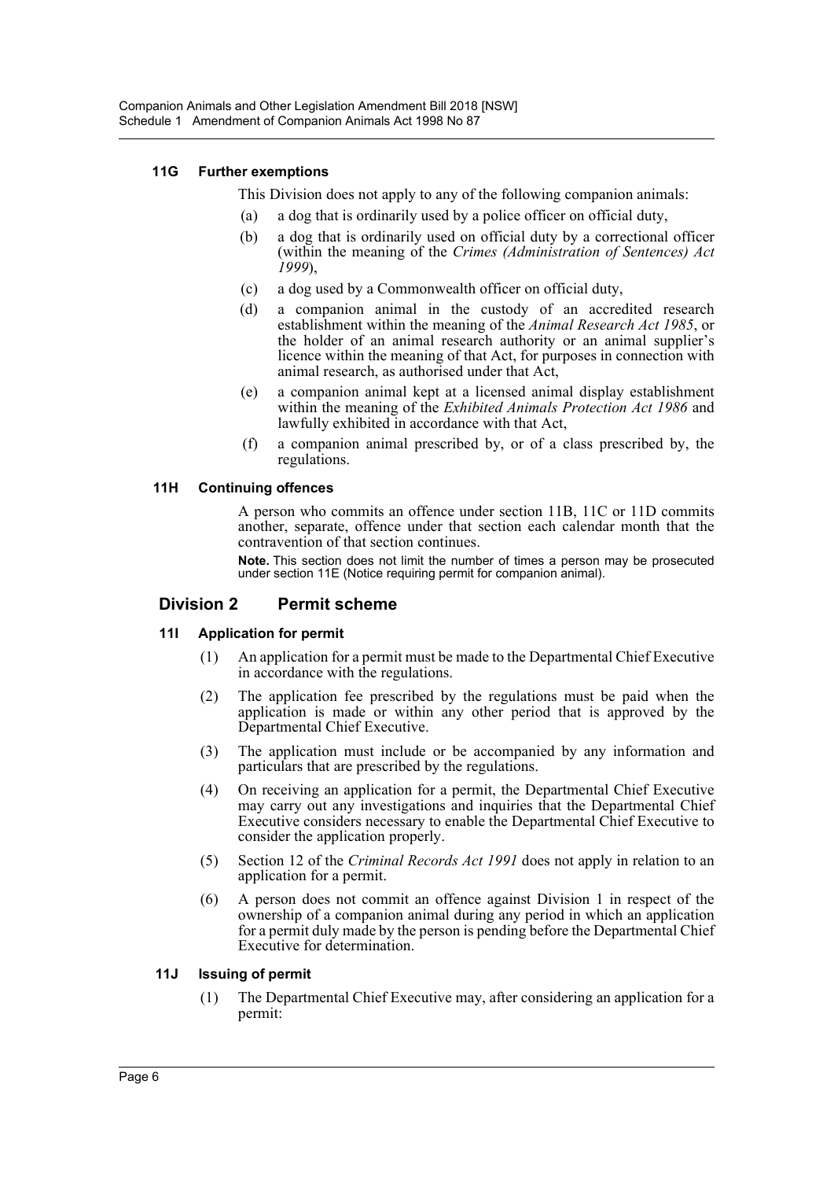#### 11G Further exemptions

This Division does not apply to any of the following companion animals:

(a) a dog that is ordinarily used by a police officer on official duty,

(b) a dog that is ordinarily used on official duty by a correctional officer (within the meaning of the *Crimes (Administration of Sentences) Act 1999*),

(c) a dog used by a Commonwealth officer on official duty,

(d) a companion animal in the custody of an accredited research establishment within the meaning of the *Animal Research Act 1985*, or the holder of an animal research authority or an animal supplier's licence within the meaning of that Act, for purposes in connection with animal research, as authorised under that Act,

(e) a companion animal kept at a licensed animal display establishment within the meaning of the *Exhibited Animals Protection Act 1986* and lawfully exhibited in accordance with that Act,

(f) a companion animal prescribed by, or of a class prescribed by, the regulations.

#### 11H Continuing offences

A person who commits an offence under section 11B, 11C or 11D commits another, separate, offence under that section each calendar month that the contravention of that section continues.

**Note.** This section does not limit the number of times a person may be prosecuted under section 11E (Notice requiring permit for companion animal).

### Division 2 Permit scheme

#### 11I Application for permit

(1) An application for a permit must be made to the Departmental Chief Executive in accordance with the regulations.

(2) The application fee prescribed by the regulations must be paid when the application is made or within any other period that is approved by the Departmental Chief Executive.

(3) The application must include or be accompanied by any information and particulars that are prescribed by the regulations.

(4) On receiving an application for a permit, the Departmental Chief Executive may carry out any investigations and inquiries that the Departmental Chief Executive considers necessary to enable the Departmental Chief Executive to consider the application properly.

(5) Section 12 of the *Criminal Records Act 1991* does not apply in relation to an application for a permit.

(6) A person does not commit an offence against Division 1 in respect of the ownership of a companion animal during any period in which an application for a permit duly made by the person is pending before the Departmental Chief Executive for determination.

#### 11J Issuing of permit

(1) The Departmental Chief Executive may, after considering an application for a permit: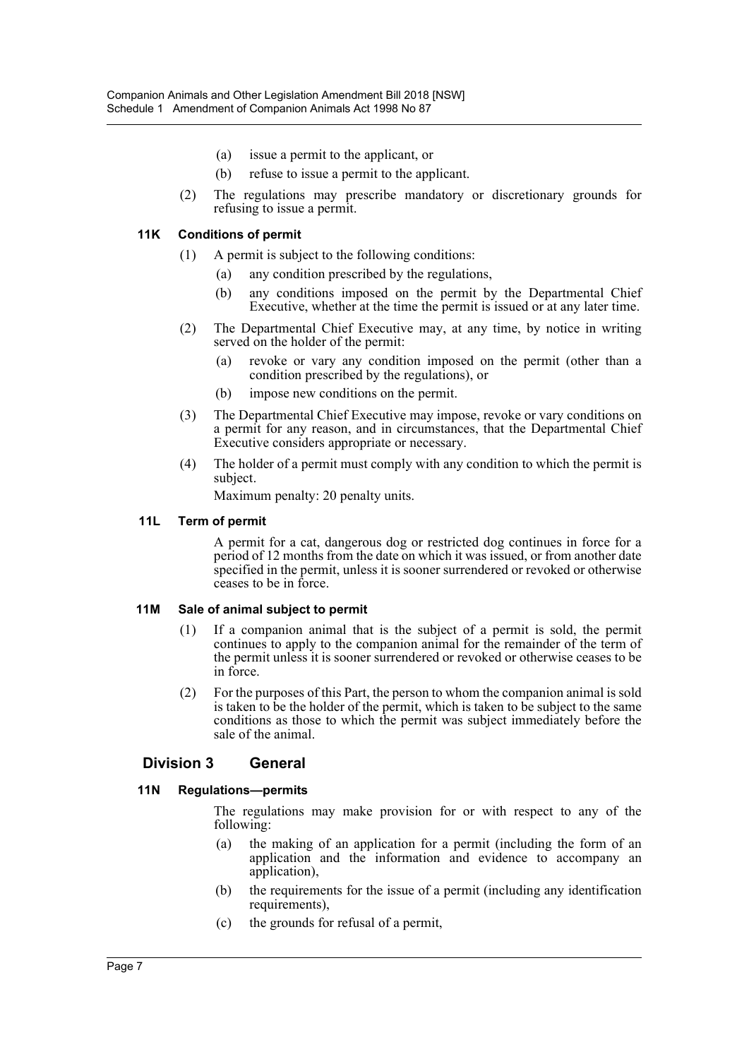(a) issue a permit to the applicant, or

(b) refuse to issue a permit to the applicant.

(2) The regulations may prescribe mandatory or discretionary grounds for refusing to issue a permit.

**11K Conditions of permit**

(1) A permit is subject to the following conditions:

(a) any condition prescribed by the regulations,

(b) any conditions imposed on the permit by the Departmental Chief Executive, whether at the time the permit is issued or at any later time.

(2) The Departmental Chief Executive may, at any time, by notice in writing served on the holder of the permit:

(a) revoke or vary any condition imposed on the permit (other than a condition prescribed by the regulations), or

(b) impose new conditions on the permit.

(3) The Departmental Chief Executive may impose, revoke or vary conditions on a permit for any reason, and in circumstances, that the Departmental Chief Executive considers appropriate or necessary.

(4) The holder of a permit must comply with any condition to which the permit is subject.

Maximum penalty: 20 penalty units.

**11L Term of permit**

A permit for a cat, dangerous dog or restricted dog continues in force for a period of 12 months from the date on which it was issued, or from another date specified in the permit, unless it is sooner surrendered or revoked or otherwise ceases to be in force.

**11M Sale of animal subject to permit**

(1) If a companion animal that is the subject of a permit is sold, the permit continues to apply to the companion animal for the remainder of the term of the permit unless it is sooner surrendered or revoked or otherwise ceases to be in force.

(2) For the purposes of this Part, the person to whom the companion animal is sold is taken to be the holder of the permit, which is taken to be subject to the same conditions as those to which the permit was subject immediately before the sale of the animal.

## Division 3 General

**11N Regulations—permits**

The regulations may make provision for or with respect to any of the following:

(a) the making of an application for a permit (including the form of an application and the information and evidence to accompany an application),

(b) the requirements for the issue of a permit (including any identification requirements),

(c) the grounds for refusal of a permit,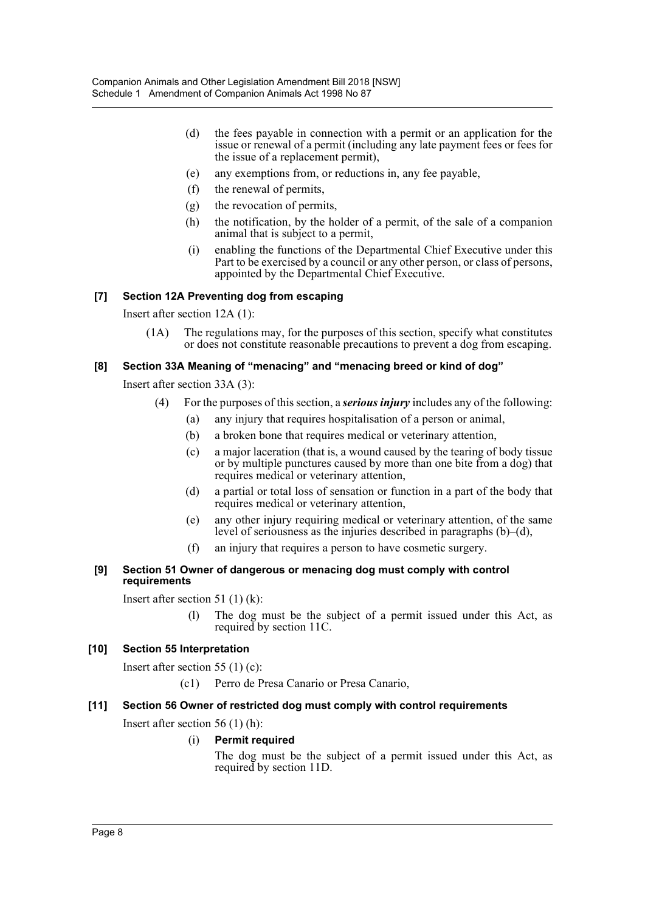(d) the fees payable in connection with a permit or an application for the issue or renewal of a permit (including any late payment fees or fees for the issue of a replacement permit),

(e) any exemptions from, or reductions in, any fee payable,

(f) the renewal of permits,

(g) the revocation of permits,

(h) the notification, by the holder of a permit, of the sale of a companion animal that is subject to a permit,

(i) enabling the functions of the Departmental Chief Executive under this Part to be exercised by a council or any other person, or class of persons, appointed by the Departmental Chief Executive.

### [7] Section 12A Preventing dog from escaping

Insert after section 12A (1):

(1A) The regulations may, for the purposes of this section, specify what constitutes or does not constitute reasonable precautions to prevent a dog from escaping.

### [8] Section 33A Meaning of "menacing" and "menacing breed or kind of dog"

Insert after section 33A (3):

(4) For the purposes of this section, a ***serious injury*** includes any of the following:

(a) any injury that requires hospitalisation of a person or animal,

(b) a broken bone that requires medical or veterinary attention,

(c) a major laceration (that is, a wound caused by the tearing of body tissue or by multiple punctures caused by more than one bite from a dog) that requires medical or veterinary attention,

(d) a partial or total loss of sensation or function in a part of the body that requires medical or veterinary attention,

(e) any other injury requiring medical or veterinary attention, of the same level of seriousness as the injuries described in paragraphs (b)–(d),

(f) an injury that requires a person to have cosmetic surgery.

### [9] Section 51 Owner of dangerous or menacing dog must comply with control requirements

Insert after section 51 (1) (k):

(l) The dog must be the subject of a permit issued under this Act, as required by section 11C.

### [10] Section 55 Interpretation

Insert after section 55 (1) (c):

(c1) Perro de Presa Canario or Presa Canario,

### [11] Section 56 Owner of restricted dog must comply with control requirements

Insert after section 56 (1) (h):

(i) **Permit required**

The dog must be the subject of a permit issued under this Act, as required by section 11D.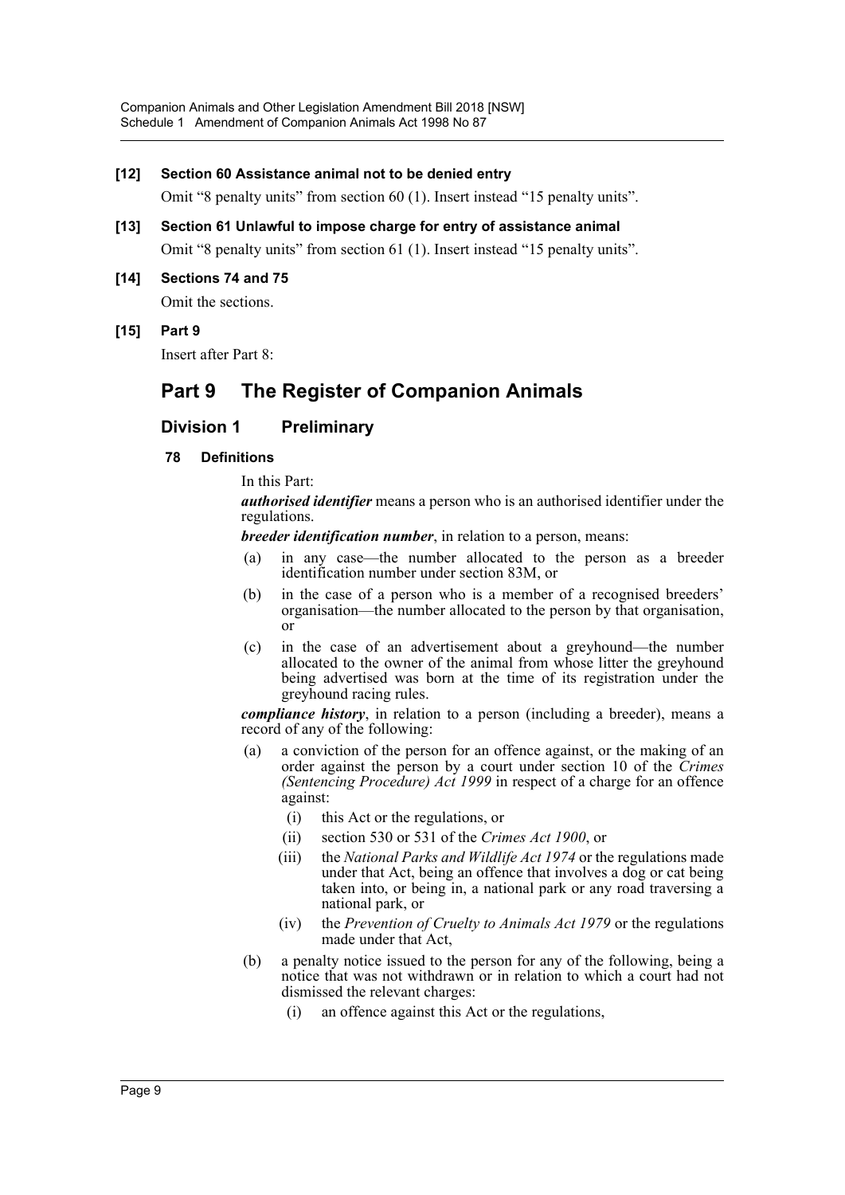**[12] Section 60 Assistance animal not to be denied entry**

Omit "8 penalty units" from section 60 (1). Insert instead "15 penalty units".

**[13] Section 61 Unlawful to impose charge for entry of assistance animal**

Omit "8 penalty units" from section 61 (1). Insert instead "15 penalty units".

**[14] Sections 74 and 75**

Omit the sections.

**[15] Part 9**

Insert after Part 8:

# Part 9 The Register of Companion Animals

## Division 1 Preliminary

### 78 Definitions

In this Part:

***authorised identifier*** means a person who is an authorised identifier under the regulations.

***breeder identification number***, in relation to a person, means:

(a) in any case—the number allocated to the person as a breeder identification number under section 83M, or

(b) in the case of a person who is a member of a recognised breeders' organisation—the number allocated to the person by that organisation, or

(c) in the case of an advertisement about a greyhound—the number allocated to the owner of the animal from whose litter the greyhound being advertised was born at the time of its registration under the greyhound racing rules.

***compliance history***, in relation to a person (including a breeder), means a record of any of the following:

(a) a conviction of the person for an offence against, or the making of an order against the person by a court under section 10 of the *Crimes (Sentencing Procedure) Act 1999* in respect of a charge for an offence against:

(i) this Act or the regulations, or

(ii) section 530 or 531 of the *Crimes Act 1900*, or

(iii) the *National Parks and Wildlife Act 1974* or the regulations made under that Act, being an offence that involves a dog or cat being taken into, or being in, a national park or any road traversing a national park, or

(iv) the *Prevention of Cruelty to Animals Act 1979* or the regulations made under that Act,

(b) a penalty notice issued to the person for any of the following, being a notice that was not withdrawn or in relation to which a court had not dismissed the relevant charges:

(i) an offence against this Act or the regulations,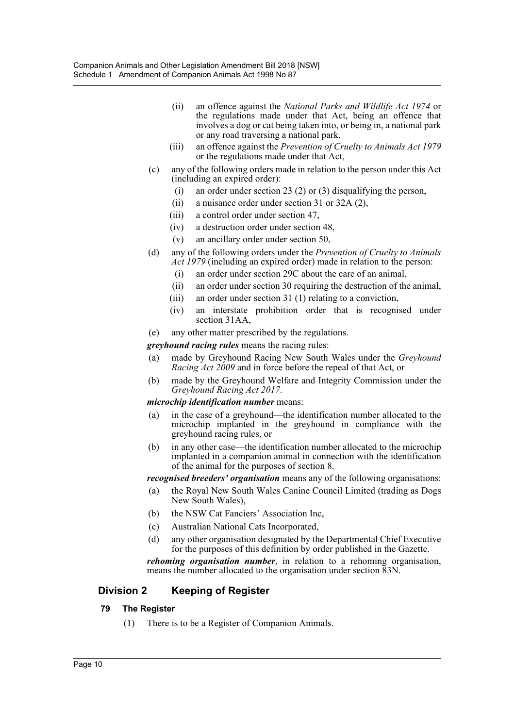(ii) an offence against the *National Parks and Wildlife Act 1974* or the regulations made under that Act, being an offence that involves a dog or cat being taken into, or being in, a national park or any road traversing a national park,

(iii) an offence against the *Prevention of Cruelty to Animals Act 1979* or the regulations made under that Act,

(c) any of the following orders made in relation to the person under this Act (including an expired order):

(i) an order under section 23 (2) or (3) disqualifying the person,

(ii) a nuisance order under section 31 or 32A (2),

(iii) a control order under section 47,

(iv) a destruction order under section 48,

(v) an ancillary order under section 50,

(d) any of the following orders under the *Prevention of Cruelty to Animals Act 1979* (including an expired order) made in relation to the person:

(i) an order under section 29C about the care of an animal,

(ii) an order under section 30 requiring the destruction of the animal,

(iii) an order under section 31 (1) relating to a conviction,

(iv) an interstate prohibition order that is recognised under section 31AA,

(e) any other matter prescribed by the regulations.

***greyhound racing rules*** means the racing rules:

(a) made by Greyhound Racing New South Wales under the *Greyhound Racing Act 2009* and in force before the repeal of that Act, or

(b) made by the Greyhound Welfare and Integrity Commission under the *Greyhound Racing Act 2017*.

***microchip identification number*** means:

(a) in the case of a greyhound—the identification number allocated to the microchip implanted in the greyhound in compliance with the greyhound racing rules, or

(b) in any other case—the identification number allocated to the microchip implanted in a companion animal in connection with the identification of the animal for the purposes of section 8.

***recognised breeders' organisation*** means any of the following organisations:

(a) the Royal New South Wales Canine Council Limited (trading as Dogs New South Wales),

(b) the NSW Cat Fanciers' Association Inc,

(c) Australian National Cats Incorporated,

(d) any other organisation designated by the Departmental Chief Executive for the purposes of this definition by order published in the Gazette.

***rehoming organisation number***, in relation to a rehoming organisation, means the number allocated to the organisation under section 83N.

## Division 2 Keeping of Register

### 79 The Register

(1) There is to be a Register of Companion Animals.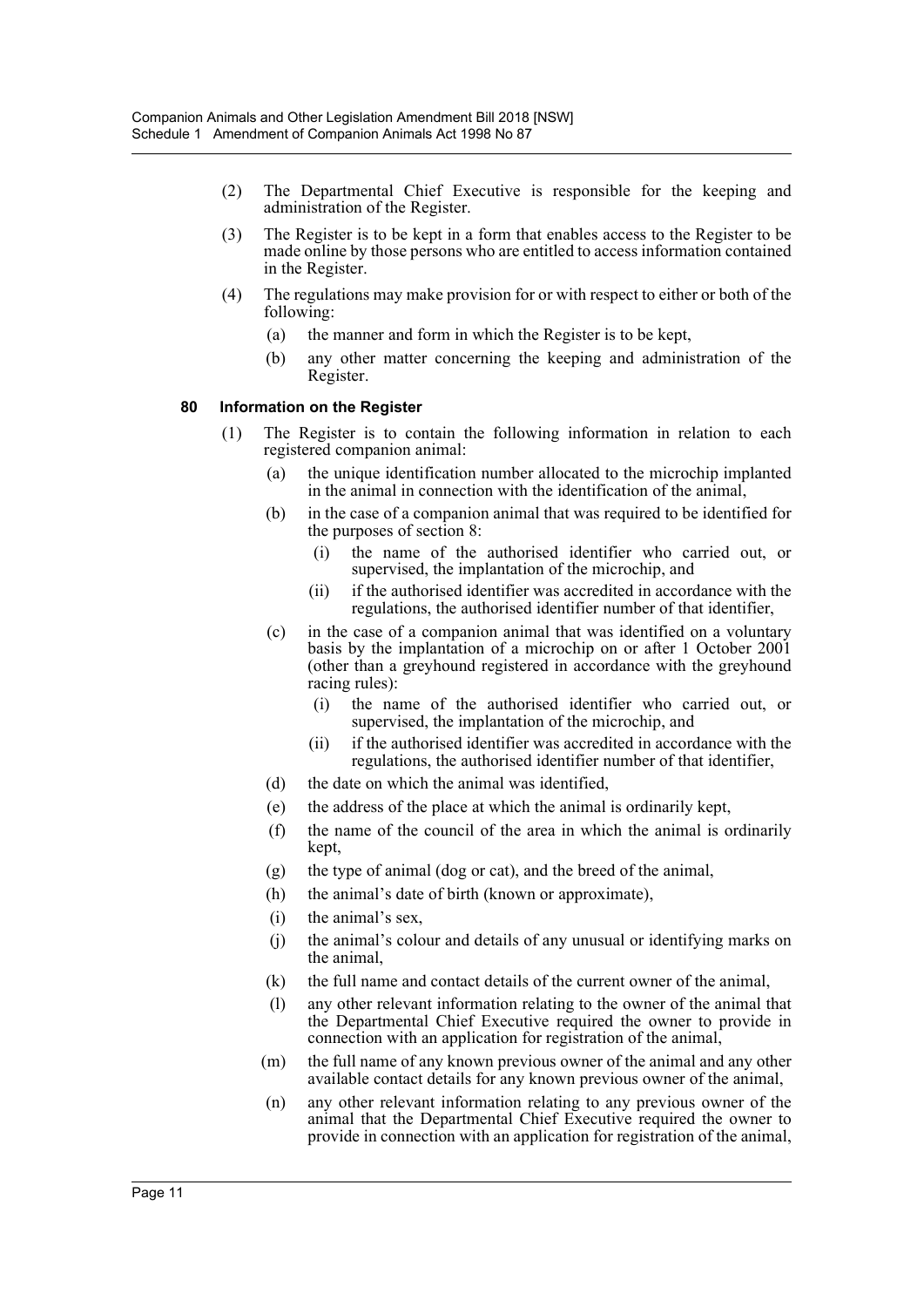(2) The Departmental Chief Executive is responsible for the keeping and administration of the Register.

(3) The Register is to be kept in a form that enables access to the Register to be made online by those persons who are entitled to access information contained in the Register.

(4) The regulations may make provision for or with respect to either or both of the following:

  (a) the manner and form in which the Register is to be kept,

  (b) any other matter concerning the keeping and administration of the Register.

#### 80 Information on the Register

(1) The Register is to contain the following information in relation to each registered companion animal:

  (a) the unique identification number allocated to the microchip implanted in the animal in connection with the identification of the animal,

  (b) in the case of a companion animal that was required to be identified for the purposes of section 8:

    (i) the name of the authorised identifier who carried out, or supervised, the implantation of the microchip, and

    (ii) if the authorised identifier was accredited in accordance with the regulations, the authorised identifier number of that identifier,

  (c) in the case of a companion animal that was identified on a voluntary basis by the implantation of a microchip on or after 1 October 2001 (other than a greyhound registered in accordance with the greyhound racing rules):

    (i) the name of the authorised identifier who carried out, or supervised, the implantation of the microchip, and

    (ii) if the authorised identifier was accredited in accordance with the regulations, the authorised identifier number of that identifier,

  (d) the date on which the animal was identified,

  (e) the address of the place at which the animal is ordinarily kept,

  (f) the name of the council of the area in which the animal is ordinarily kept,

  (g) the type of animal (dog or cat), and the breed of the animal,

  (h) the animal's date of birth (known or approximate),

  (i) the animal's sex,

  (j) the animal's colour and details of any unusual or identifying marks on the animal,

  (k) the full name and contact details of the current owner of the animal,

  (l) any other relevant information relating to the owner of the animal that the Departmental Chief Executive required the owner to provide in connection with an application for registration of the animal,

  (m) the full name of any known previous owner of the animal and any other available contact details for any known previous owner of the animal,

  (n) any other relevant information relating to any previous owner of the animal that the Departmental Chief Executive required the owner to provide in connection with an application for registration of the animal,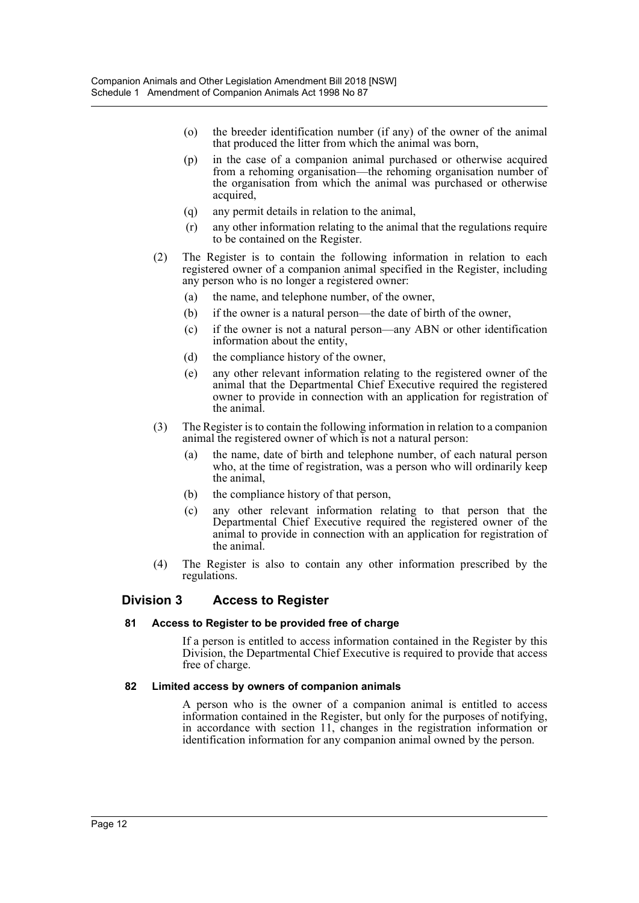(o) the breeder identification number (if any) of the owner of the animal that produced the litter from which the animal was born,

(p) in the case of a companion animal purchased or otherwise acquired from a rehoming organisation—the rehoming organisation number of the organisation from which the animal was purchased or otherwise acquired,

(q) any permit details in relation to the animal,

(r) any other information relating to the animal that the regulations require to be contained on the Register.

(2) The Register is to contain the following information in relation to each registered owner of a companion animal specified in the Register, including any person who is no longer a registered owner:

(a) the name, and telephone number, of the owner,

(b) if the owner is a natural person—the date of birth of the owner,

(c) if the owner is not a natural person—any ABN or other identification information about the entity,

(d) the compliance history of the owner,

(e) any other relevant information relating to the registered owner of the animal that the Departmental Chief Executive required the registered owner to provide in connection with an application for registration of the animal.

(3) The Register is to contain the following information in relation to a companion animal the registered owner of which is not a natural person:

(a) the name, date of birth and telephone number, of each natural person who, at the time of registration, was a person who will ordinarily keep the animal,

(b) the compliance history of that person,

(c) any other relevant information relating to that person that the Departmental Chief Executive required the registered owner of the animal to provide in connection with an application for registration of the animal.

(4) The Register is also to contain any other information prescribed by the regulations.

## Division 3 Access to Register

### 81 Access to Register to be provided free of charge

If a person is entitled to access information contained in the Register by this Division, the Departmental Chief Executive is required to provide that access free of charge.

### 82 Limited access by owners of companion animals

A person who is the owner of a companion animal is entitled to access information contained in the Register, but only for the purposes of notifying, in accordance with section 11, changes in the registration information or identification information for any companion animal owned by the person.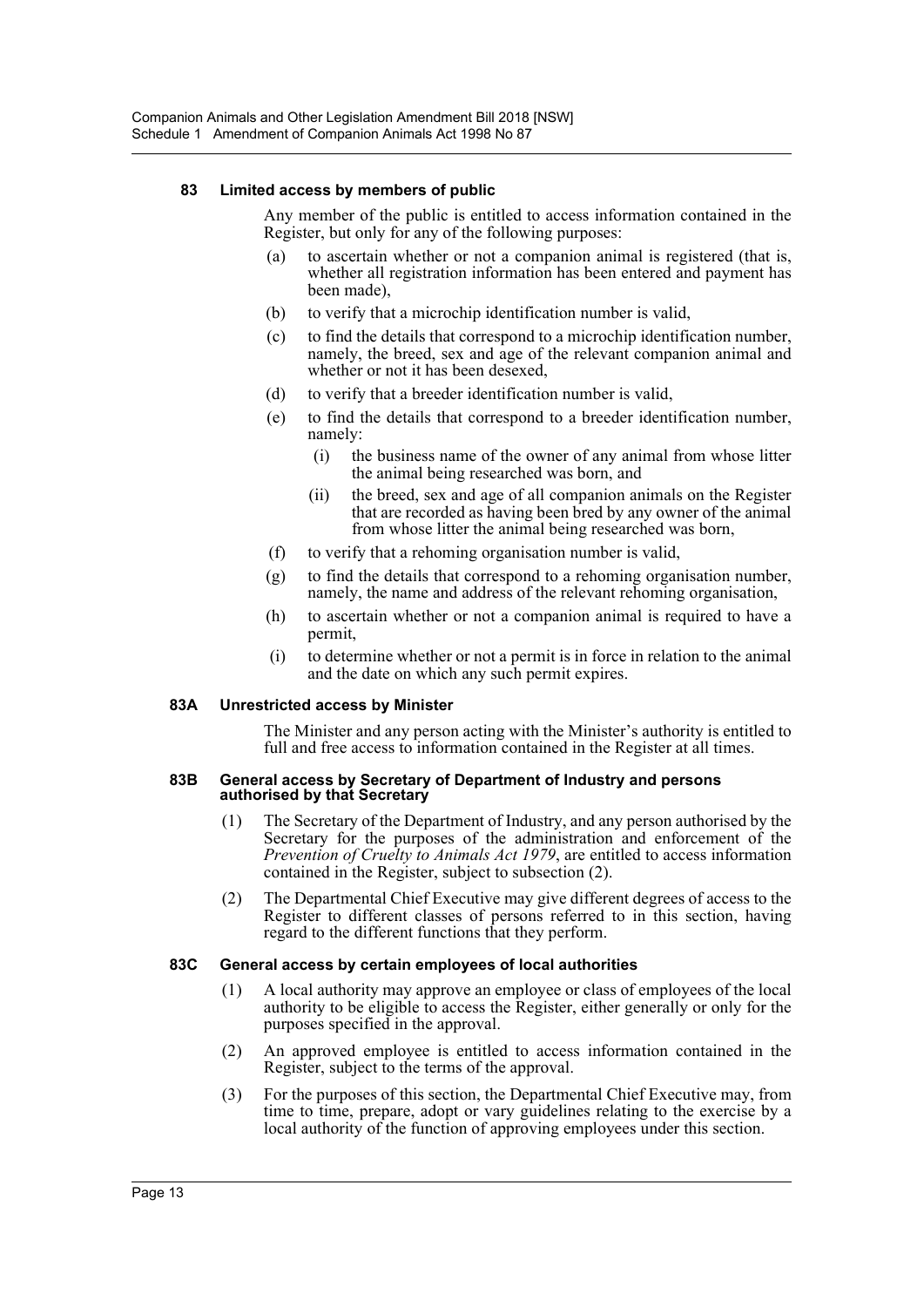### 83 Limited access by members of public

Any member of the public is entitled to access information contained in the Register, but only for any of the following purposes:

(a) to ascertain whether or not a companion animal is registered (that is, whether all registration information has been entered and payment has been made),

(b) to verify that a microchip identification number is valid,

(c) to find the details that correspond to a microchip identification number, namely, the breed, sex and age of the relevant companion animal and whether or not it has been desexed,

(d) to verify that a breeder identification number is valid,

(e) to find the details that correspond to a breeder identification number, namely:

 (i) the business name of the owner of any animal from whose litter the animal being researched was born, and

 (ii) the breed, sex and age of all companion animals on the Register that are recorded as having been bred by any owner of the animal from whose litter the animal being researched was born,

(f) to verify that a rehoming organisation number is valid,

(g) to find the details that correspond to a rehoming organisation number, namely, the name and address of the relevant rehoming organisation,

(h) to ascertain whether or not a companion animal is required to have a permit,

(i) to determine whether or not a permit is in force in relation to the animal and the date on which any such permit expires.

### 83A Unrestricted access by Minister

The Minister and any person acting with the Minister's authority is entitled to full and free access to information contained in the Register at all times.

### 83B General access by Secretary of Department of Industry and persons authorised by that Secretary

(1) The Secretary of the Department of Industry, and any person authorised by the Secretary for the purposes of the administration and enforcement of the *Prevention of Cruelty to Animals Act 1979*, are entitled to access information contained in the Register, subject to subsection (2).

(2) The Departmental Chief Executive may give different degrees of access to the Register to different classes of persons referred to in this section, having regard to the different functions that they perform.

### 83C General access by certain employees of local authorities

(1) A local authority may approve an employee or class of employees of the local authority to be eligible to access the Register, either generally or only for the purposes specified in the approval.

(2) An approved employee is entitled to access information contained in the Register, subject to the terms of the approval.

(3) For the purposes of this section, the Departmental Chief Executive may, from time to time, prepare, adopt or vary guidelines relating to the exercise by a local authority of the function of approving employees under this section.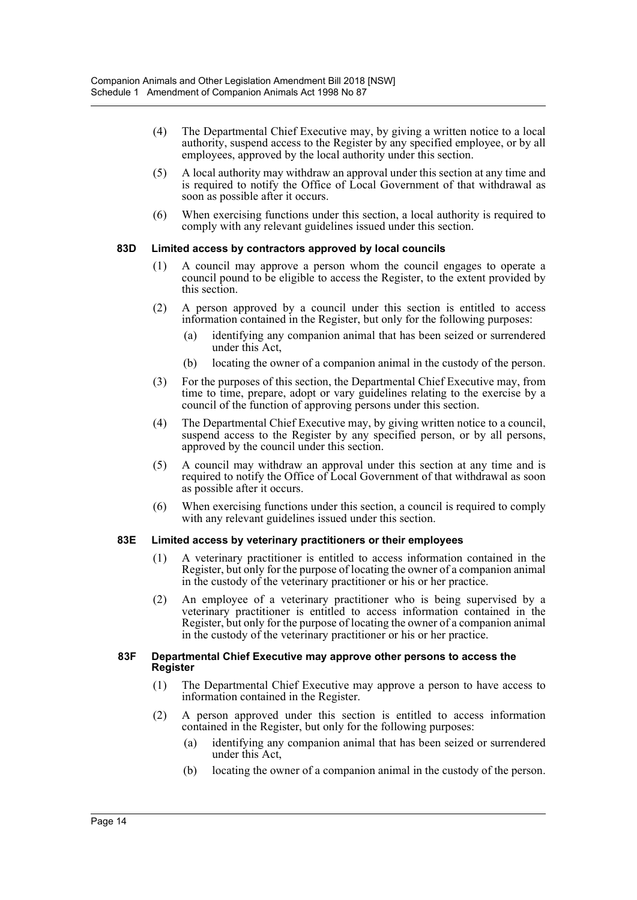(4) The Departmental Chief Executive may, by giving a written notice to a local authority, suspend access to the Register by any specified employee, or by all employees, approved by the local authority under this section.

(5) A local authority may withdraw an approval under this section at any time and is required to notify the Office of Local Government of that withdrawal as soon as possible after it occurs.

(6) When exercising functions under this section, a local authority is required to comply with any relevant guidelines issued under this section.

#### 83D Limited access by contractors approved by local councils

(1) A council may approve a person whom the council engages to operate a council pound to be eligible to access the Register, to the extent provided by this section.

(2) A person approved by a council under this section is entitled to access information contained in the Register, but only for the following purposes:

(a) identifying any companion animal that has been seized or surrendered under this Act,

(b) locating the owner of a companion animal in the custody of the person.

(3) For the purposes of this section, the Departmental Chief Executive may, from time to time, prepare, adopt or vary guidelines relating to the exercise by a council of the function of approving persons under this section.

(4) The Departmental Chief Executive may, by giving written notice to a council, suspend access to the Register by any specified person, or by all persons, approved by the council under this section.

(5) A council may withdraw an approval under this section at any time and is required to notify the Office of Local Government of that withdrawal as soon as possible after it occurs.

(6) When exercising functions under this section, a council is required to comply with any relevant guidelines issued under this section.

#### 83E Limited access by veterinary practitioners or their employees

(1) A veterinary practitioner is entitled to access information contained in the Register, but only for the purpose of locating the owner of a companion animal in the custody of the veterinary practitioner or his or her practice.

(2) An employee of a veterinary practitioner who is being supervised by a veterinary practitioner is entitled to access information contained in the Register, but only for the purpose of locating the owner of a companion animal in the custody of the veterinary practitioner or his or her practice.

#### 83F Departmental Chief Executive may approve other persons to access the Register

(1) The Departmental Chief Executive may approve a person to have access to information contained in the Register.

(2) A person approved under this section is entitled to access information contained in the Register, but only for the following purposes:

(a) identifying any companion animal that has been seized or surrendered under this Act,

(b) locating the owner of a companion animal in the custody of the person.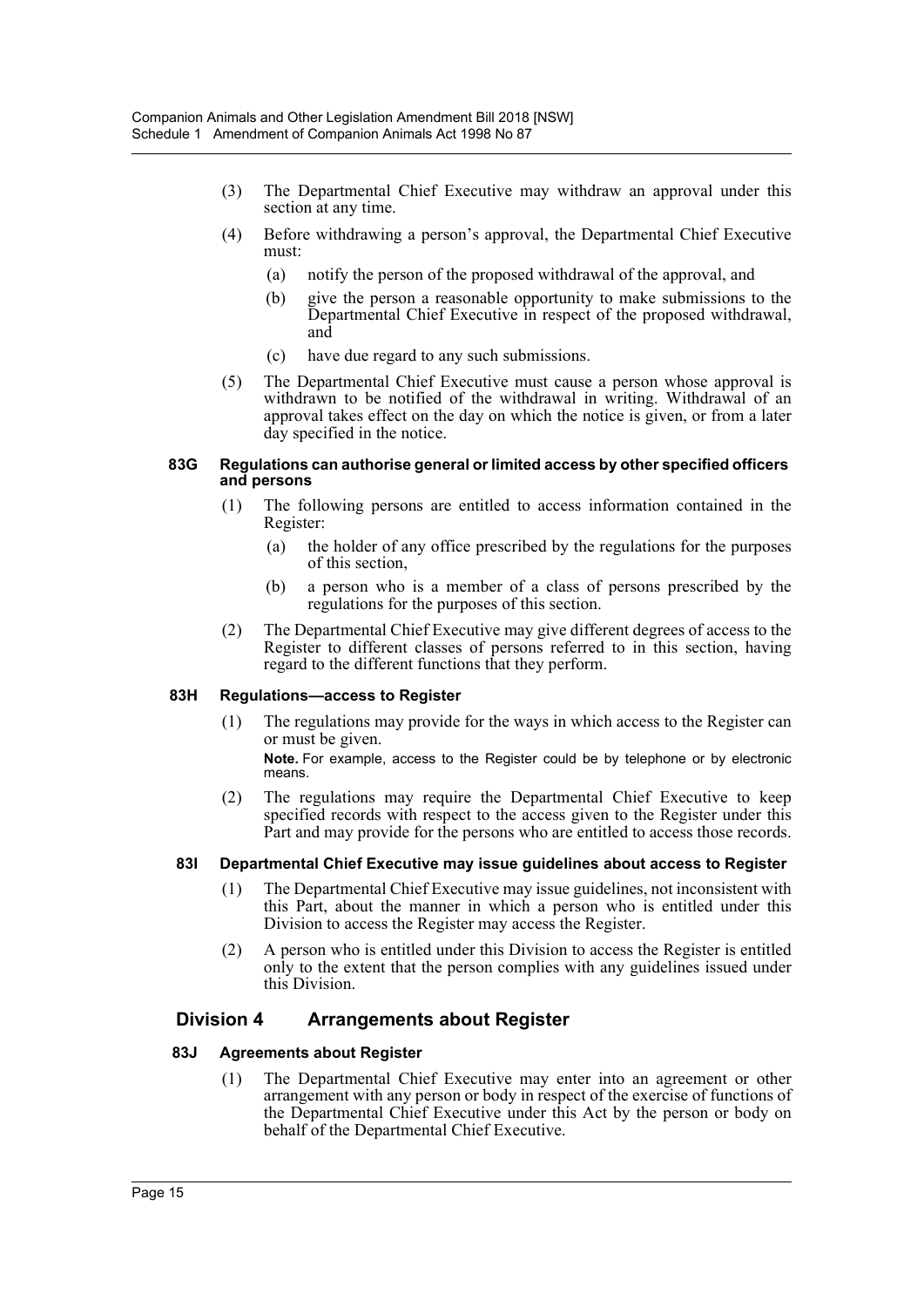(3) The Departmental Chief Executive may withdraw an approval under this section at any time.

(4) Before withdrawing a person's approval, the Departmental Chief Executive must:

(a) notify the person of the proposed withdrawal of the approval, and

(b) give the person a reasonable opportunity to make submissions to the Departmental Chief Executive in respect of the proposed withdrawal, and

(c) have due regard to any such submissions.

(5) The Departmental Chief Executive must cause a person whose approval is withdrawn to be notified of the withdrawal in writing. Withdrawal of an approval takes effect on the day on which the notice is given, or from a later day specified in the notice.

#### 83G Regulations can authorise general or limited access by other specified officers and persons

(1) The following persons are entitled to access information contained in the Register:

(a) the holder of any office prescribed by the regulations for the purposes of this section,

(b) a person who is a member of a class of persons prescribed by the regulations for the purposes of this section.

(2) The Departmental Chief Executive may give different degrees of access to the Register to different classes of persons referred to in this section, having regard to the different functions that they perform.

#### 83H Regulations—access to Register

(1) The regulations may provide for the ways in which access to the Register can or must be given.

**Note.** For example, access to the Register could be by telephone or by electronic means.

(2) The regulations may require the Departmental Chief Executive to keep specified records with respect to the access given to the Register under this Part and may provide for the persons who are entitled to access those records.

#### 83I Departmental Chief Executive may issue guidelines about access to Register

(1) The Departmental Chief Executive may issue guidelines, not inconsistent with this Part, about the manner in which a person who is entitled under this Division to access the Register may access the Register.

(2) A person who is entitled under this Division to access the Register is entitled only to the extent that the person complies with any guidelines issued under this Division.

### Division 4 Arrangements about Register

#### 83J Agreements about Register

(1) The Departmental Chief Executive may enter into an agreement or other arrangement with any person or body in respect of the exercise of functions of the Departmental Chief Executive under this Act by the person or body on behalf of the Departmental Chief Executive.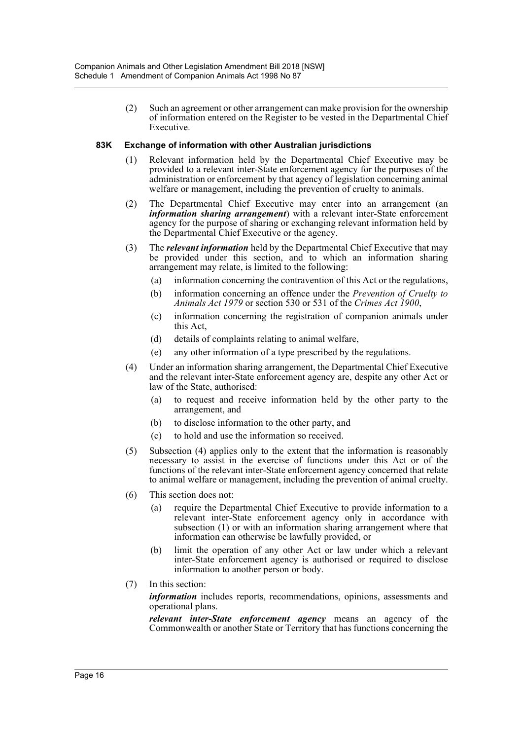(2) Such an agreement or other arrangement can make provision for the ownership of information entered on the Register to be vested in the Departmental Chief Executive.

**83K Exchange of information with other Australian jurisdictions**

(1) Relevant information held by the Departmental Chief Executive may be provided to a relevant inter-State enforcement agency for the purposes of the administration or enforcement by that agency of legislation concerning animal welfare or management, including the prevention of cruelty to animals.

(2) The Departmental Chief Executive may enter into an arrangement (an ***information sharing arrangement***) with a relevant inter-State enforcement agency for the purpose of sharing or exchanging relevant information held by the Departmental Chief Executive or the agency.

(3) The ***relevant information*** held by the Departmental Chief Executive that may be provided under this section, and to which an information sharing arrangement may relate, is limited to the following:

- (a) information concerning the contravention of this Act or the regulations,
- (b) information concerning an offence under the *Prevention of Cruelty to Animals Act 1979* or section 530 or 531 of the *Crimes Act 1900*,
- (c) information concerning the registration of companion animals under this Act,
- (d) details of complaints relating to animal welfare,
- (e) any other information of a type prescribed by the regulations.

(4) Under an information sharing arrangement, the Departmental Chief Executive and the relevant inter-State enforcement agency are, despite any other Act or law of the State, authorised:

- (a) to request and receive information held by the other party to the arrangement, and
- (b) to disclose information to the other party, and
- (c) to hold and use the information so received.

(5) Subsection (4) applies only to the extent that the information is reasonably necessary to assist in the exercise of functions under this Act or of the functions of the relevant inter-State enforcement agency concerned that relate to animal welfare or management, including the prevention of animal cruelty.

(6) This section does not:

- (a) require the Departmental Chief Executive to provide information to a relevant inter-State enforcement agency only in accordance with subsection (1) or with an information sharing arrangement where that information can otherwise be lawfully provided, or
- (b) limit the operation of any other Act or law under which a relevant inter-State enforcement agency is authorised or required to disclose information to another person or body.

(7) In this section:

***information*** includes reports, recommendations, opinions, assessments and operational plans.

***relevant inter-State enforcement agency*** means an agency of the Commonwealth or another State or Territory that has functions concerning the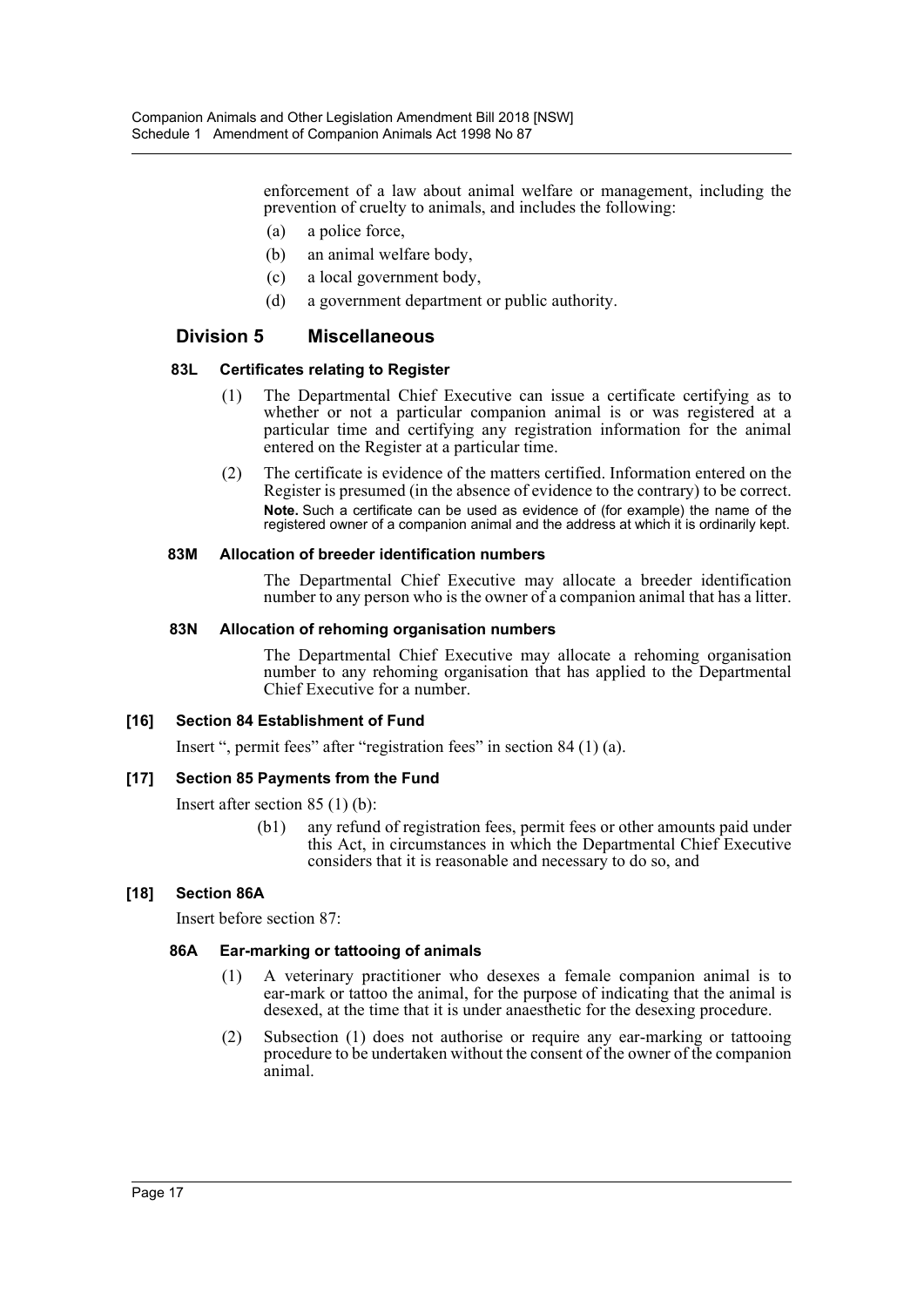enforcement of a law about animal welfare or management, including the prevention of cruelty to animals, and includes the following:

- (a) a police force,
- (b) an animal welfare body,
- (c) a local government body,
- (d) a government department or public authority.

## Division 5 Miscellaneous

### 83L Certificates relating to Register

(1) The Departmental Chief Executive can issue a certificate certifying as to whether or not a particular companion animal is or was registered at a particular time and certifying any registration information for the animal entered on the Register at a particular time.

(2) The certificate is evidence of the matters certified. Information entered on the Register is presumed (in the absence of evidence to the contrary) to be correct.

**Note.** Such a certificate can be used as evidence of (for example) the name of the registered owner of a companion animal and the address at which it is ordinarily kept.

### 83M Allocation of breeder identification numbers

The Departmental Chief Executive may allocate a breeder identification number to any person who is the owner of a companion animal that has a litter.

### 83N Allocation of rehoming organisation numbers

The Departmental Chief Executive may allocate a rehoming organisation number to any rehoming organisation that has applied to the Departmental Chief Executive for a number.

### [16] Section 84 Establishment of Fund

Insert ", permit fees" after "registration fees" in section 84 (1) (a).

### [17] Section 85 Payments from the Fund

Insert after section 85 (1) (b):

(b1) any refund of registration fees, permit fees or other amounts paid under this Act, in circumstances in which the Departmental Chief Executive considers that it is reasonable and necessary to do so, and

### [18] Section 86A

Insert before section 87:

### 86A Ear-marking or tattooing of animals

(1) A veterinary practitioner who desexes a female companion animal is to ear-mark or tattoo the animal, for the purpose of indicating that the animal is desexed, at the time that it is under anaesthetic for the desexing procedure.

(2) Subsection (1) does not authorise or require any ear-marking or tattooing procedure to be undertaken without the consent of the owner of the companion animal.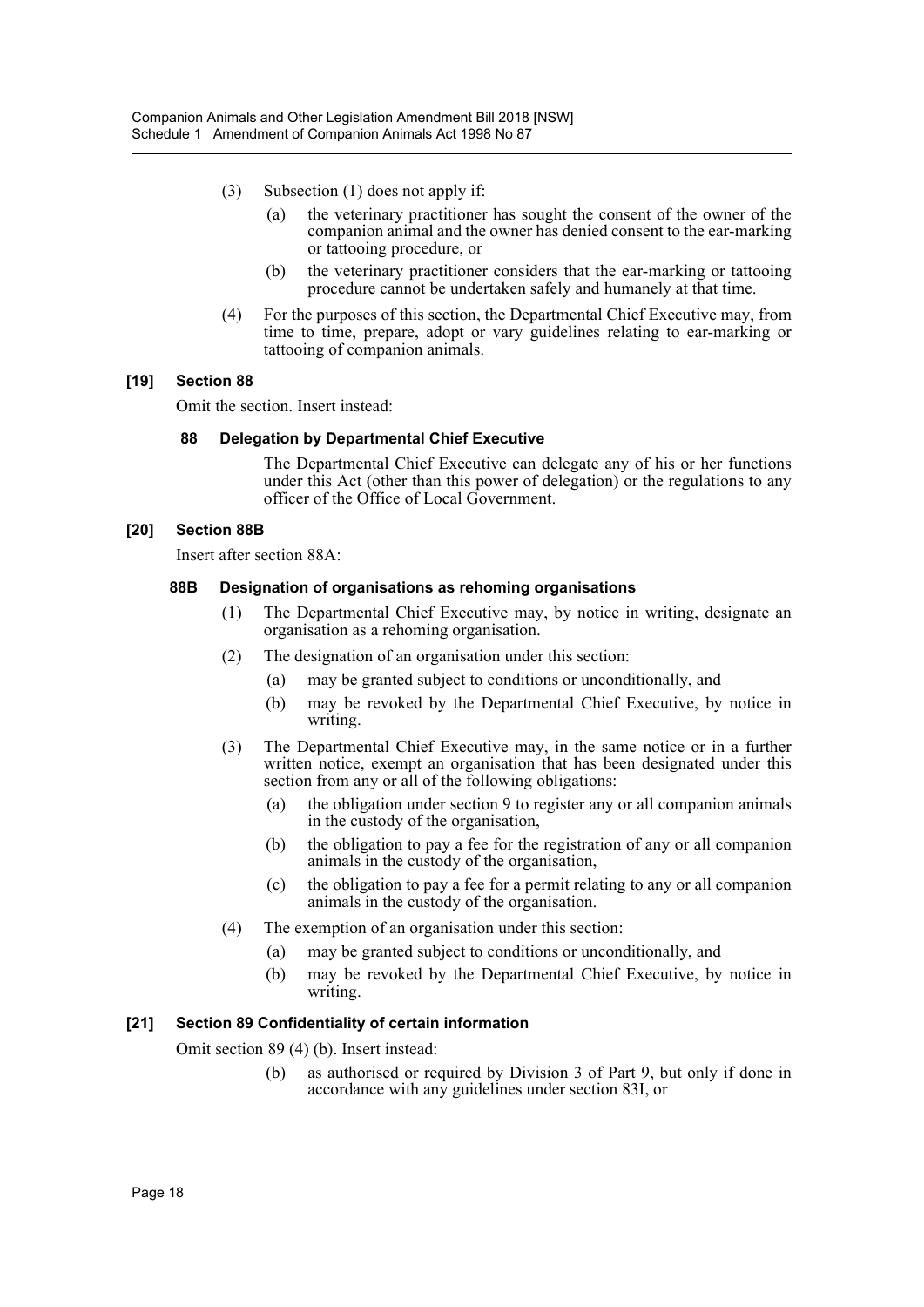(3) Subsection (1) does not apply if:

(a) the veterinary practitioner has sought the consent of the owner of the companion animal and the owner has denied consent to the ear-marking or tattooing procedure, or

(b) the veterinary practitioner considers that the ear-marking or tattooing procedure cannot be undertaken safely and humanely at that time.

(4) For the purposes of this section, the Departmental Chief Executive may, from time to time, prepare, adopt or vary guidelines relating to ear-marking or tattooing of companion animals.

### [19] Section 88

Omit the section. Insert instead:

#### 88 Delegation by Departmental Chief Executive

The Departmental Chief Executive can delegate any of his or her functions under this Act (other than this power of delegation) or the regulations to any officer of the Office of Local Government.

### [20] Section 88B

Insert after section 88A:

#### 88B Designation of organisations as rehoming organisations

(1) The Departmental Chief Executive may, by notice in writing, designate an organisation as a rehoming organisation.

(2) The designation of an organisation under this section:

(a) may be granted subject to conditions or unconditionally, and

(b) may be revoked by the Departmental Chief Executive, by notice in writing.

(3) The Departmental Chief Executive may, in the same notice or in a further written notice, exempt an organisation that has been designated under this section from any or all of the following obligations:

(a) the obligation under section 9 to register any or all companion animals in the custody of the organisation,

(b) the obligation to pay a fee for the registration of any or all companion animals in the custody of the organisation,

(c) the obligation to pay a fee for a permit relating to any or all companion animals in the custody of the organisation.

(4) The exemption of an organisation under this section:

(a) may be granted subject to conditions or unconditionally, and

(b) may be revoked by the Departmental Chief Executive, by notice in writing.

### [21] Section 89 Confidentiality of certain information

Omit section 89 (4) (b). Insert instead:

(b) as authorised or required by Division 3 of Part 9, but only if done in accordance with any guidelines under section 83I, or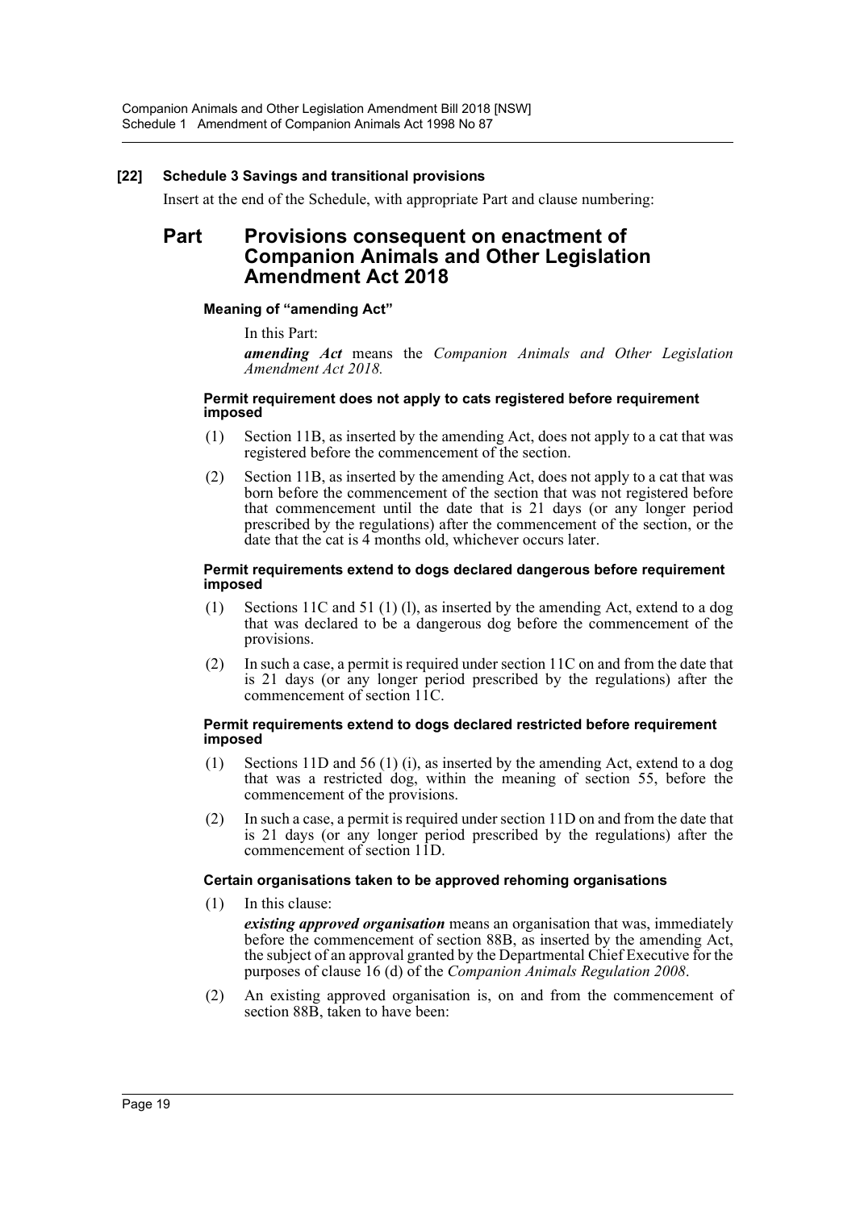### [22] Schedule 3 Savings and transitional provisions

Insert at the end of the Schedule, with appropriate Part and clause numbering:

## Part Provisions consequent on enactment of Companion Animals and Other Legislation Amendment Act 2018

#### Meaning of "amending Act"

In this Part:

***amending Act*** means the *Companion Animals and Other Legislation Amendment Act 2018.*

#### Permit requirement does not apply to cats registered before requirement imposed

(1) Section 11B, as inserted by the amending Act, does not apply to a cat that was registered before the commencement of the section.

(2) Section 11B, as inserted by the amending Act, does not apply to a cat that was born before the commencement of the section that was not registered before that commencement until the date that is 21 days (or any longer period prescribed by the regulations) after the commencement of the section, or the date that the cat is 4 months old, whichever occurs later.

#### Permit requirements extend to dogs declared dangerous before requirement imposed

(1) Sections 11C and 51 (1) (l), as inserted by the amending Act, extend to a dog that was declared to be a dangerous dog before the commencement of the provisions.

(2) In such a case, a permit is required under section 11C on and from the date that is 21 days (or any longer period prescribed by the regulations) after the commencement of section 11C.

#### Permit requirements extend to dogs declared restricted before requirement imposed

(1) Sections 11D and 56 (1) (i), as inserted by the amending Act, extend to a dog that was a restricted dog, within the meaning of section 55, before the commencement of the provisions.

(2) In such a case, a permit is required under section 11D on and from the date that is 21 days (or any longer period prescribed by the regulations) after the commencement of section 11D.

#### Certain organisations taken to be approved rehoming organisations

(1) In this clause:

***existing approved organisation*** means an organisation that was, immediately before the commencement of section 88B, as inserted by the amending Act, the subject of an approval granted by the Departmental Chief Executive for the purposes of clause 16 (d) of the *Companion Animals Regulation 2008*.

(2) An existing approved organisation is, on and from the commencement of section 88B, taken to have been: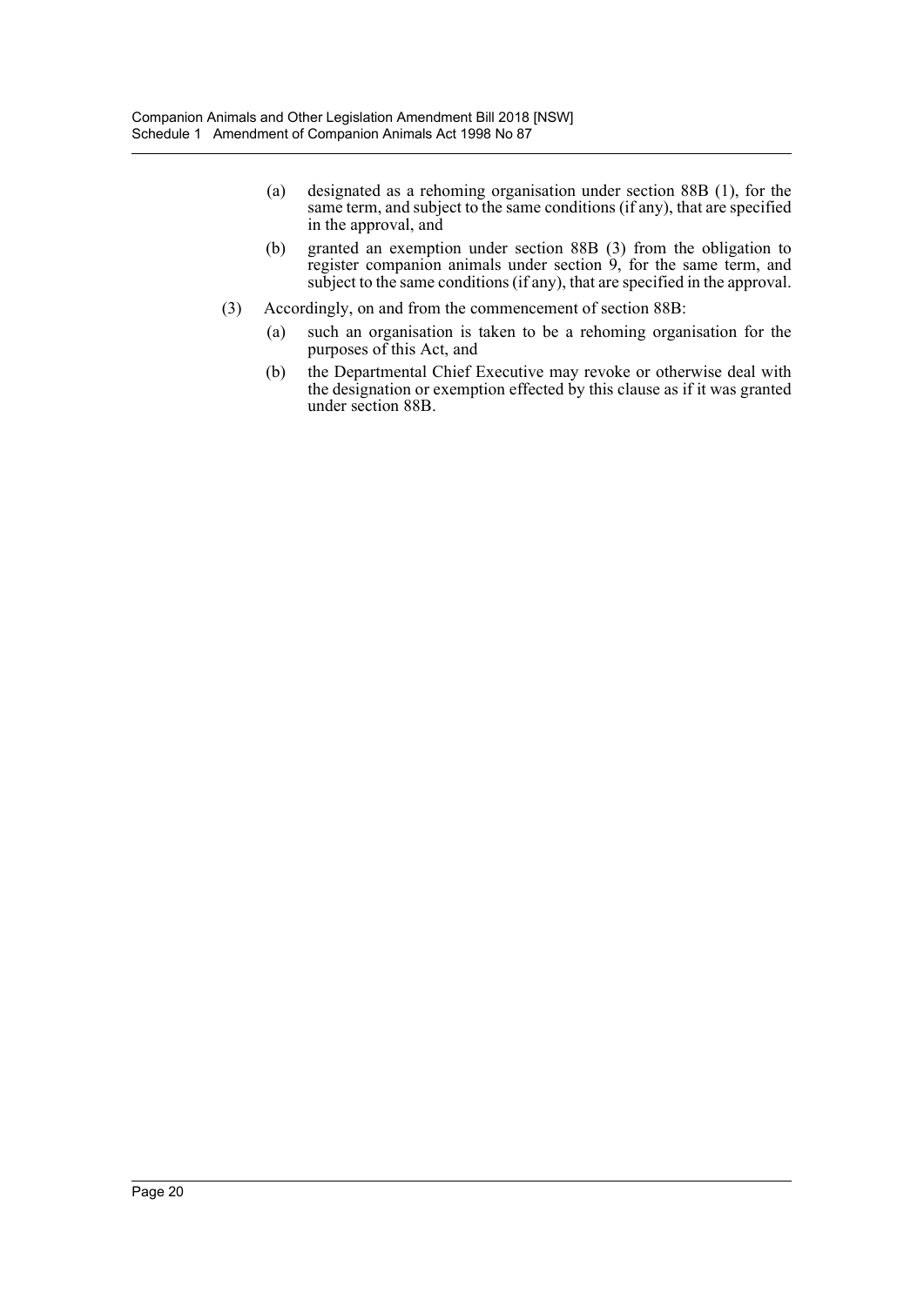(a) designated as a rehoming organisation under section 88B (1), for the same term, and subject to the same conditions (if any), that are specified in the approval, and

(b) granted an exemption under section 88B (3) from the obligation to register companion animals under section 9, for the same term, and subject to the same conditions (if any), that are specified in the approval.

(3) Accordingly, on and from the commencement of section 88B:

(a) such an organisation is taken to be a rehoming organisation for the purposes of this Act, and

(b) the Departmental Chief Executive may revoke or otherwise deal with the designation or exemption effected by this clause as if it was granted under section 88B.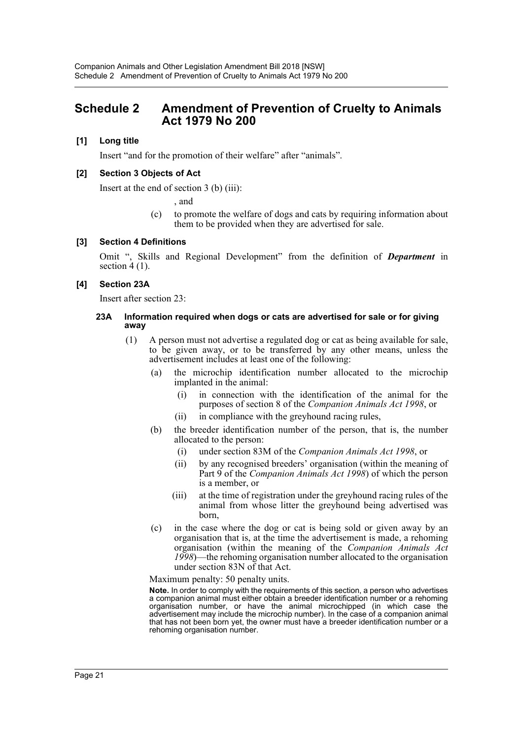# Schedule 2 Amendment of Prevention of Cruelty to Animals Act 1979 No 200

### [1] Long title

Insert "and for the promotion of their welfare" after "animals".

### [2] Section 3 Objects of Act

Insert at the end of section 3 (b) (iii):

, and

(c) to promote the welfare of dogs and cats by requiring information about them to be provided when they are advertised for sale.

### [3] Section 4 Definitions

Omit ", Skills and Regional Development" from the definition of ***Department*** in section 4 (1).

### [4] Section 23A

Insert after section 23:

#### 23A Information required when dogs or cats are advertised for sale or for giving away

(1) A person must not advertise a regulated dog or cat as being available for sale, to be given away, or to be transferred by any other means, unless the advertisement includes at least one of the following:

(a) the microchip identification number allocated to the microchip implanted in the animal:

(i) in connection with the identification of the animal for the purposes of section 8 of the *Companion Animals Act 1998*, or

(ii) in compliance with the greyhound racing rules,

(b) the breeder identification number of the person, that is, the number allocated to the person:

(i) under section 83M of the *Companion Animals Act 1998*, or

(ii) by any recognised breeders' organisation (within the meaning of Part 9 of the *Companion Animals Act 1998*) of which the person is a member, or

(iii) at the time of registration under the greyhound racing rules of the animal from whose litter the greyhound being advertised was born,

(c) in the case where the dog or cat is being sold or given away by an organisation that is, at the time the advertisement is made, a rehoming organisation (within the meaning of the *Companion Animals Act 1998*)—the rehoming organisation number allocated to the organisation under section 83N of that Act.

Maximum penalty: 50 penalty units.

**Note.** In order to comply with the requirements of this section, a person who advertises a companion animal must either obtain a breeder identification number or a rehoming organisation number, or have the animal microchipped (in which case the advertisement may include the microchip number). In the case of a companion animal that has not been born yet, the owner must have a breeder identification number or a rehoming organisation number.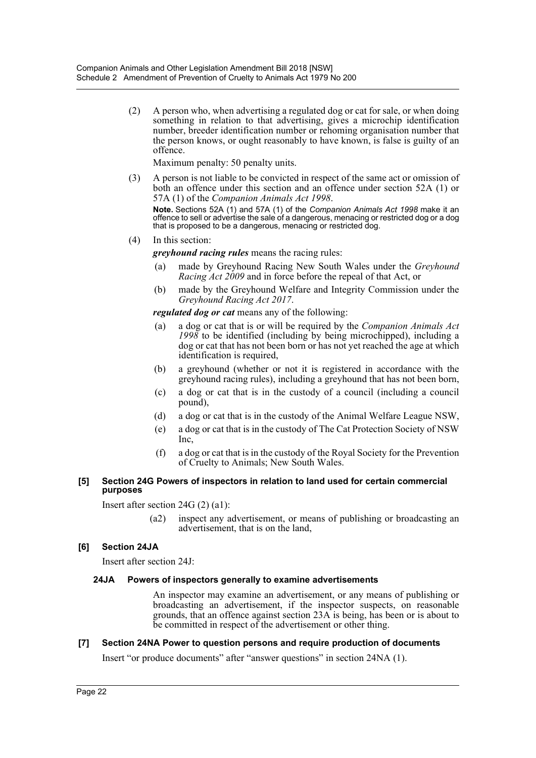(2) A person who, when advertising a regulated dog or cat for sale, or when doing something in relation to that advertising, gives a microchip identification number, breeder identification number or rehoming organisation number that the person knows, or ought reasonably to have known, is false is guilty of an offence.

Maximum penalty: 50 penalty units.

(3) A person is not liable to be convicted in respect of the same act or omission of both an offence under this section and an offence under section 52A (1) or 57A (1) of the *Companion Animals Act 1998*.

**Note.** Sections 52A (1) and 57A (1) of the *Companion Animals Act 1998* make it an offence to sell or advertise the sale of a dangerous, menacing or restricted dog or a dog that is proposed to be a dangerous, menacing or restricted dog.

(4) In this section:

***greyhound racing rules*** means the racing rules:

- (a) made by Greyhound Racing New South Wales under the *Greyhound Racing Act 2009* and in force before the repeal of that Act, or
- (b) made by the Greyhound Welfare and Integrity Commission under the *Greyhound Racing Act 2017*.

***regulated dog or cat*** means any of the following:

- (a) a dog or cat that is or will be required by the *Companion Animals Act 1998* to be identified (including by being microchipped), including a dog or cat that has not been born or has not yet reached the age at which identification is required,
- (b) a greyhound (whether or not it is registered in accordance with the greyhound racing rules), including a greyhound that has not been born,
- (c) a dog or cat that is in the custody of a council (including a council pound),
- (d) a dog or cat that is in the custody of the Animal Welfare League NSW,
- (e) a dog or cat that is in the custody of The Cat Protection Society of NSW Inc,
- (f) a dog or cat that is in the custody of the Royal Society for the Prevention of Cruelty to Animals; New South Wales.

#### [5] Section 24G Powers of inspectors in relation to land used for certain commercial purposes

Insert after section 24G (2) (a1):

> (a2) inspect any advertisement, or means of publishing or broadcasting an advertisement, that is on the land,

#### [6] Section 24JA

Insert after section 24J:

##### 24JA Powers of inspectors generally to examine advertisements

An inspector may examine an advertisement, or any means of publishing or broadcasting an advertisement, if the inspector suspects, on reasonable grounds, that an offence against section 23A is being, has been or is about to be committed in respect of the advertisement or other thing.

#### [7] Section 24NA Power to question persons and require production of documents

Insert "or produce documents" after "answer questions" in section 24NA (1).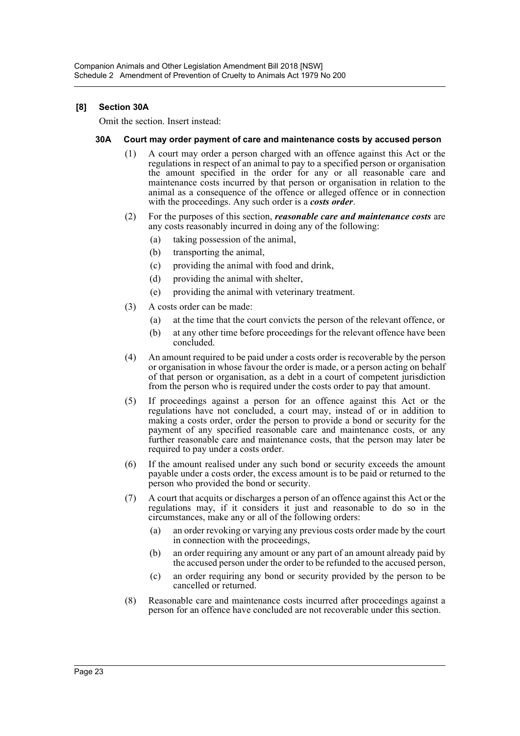### [8] Section 30A

Omit the section. Insert instead:

#### 30A Court may order payment of care and maintenance costs by accused person

(1) A court may order a person charged with an offence against this Act or the regulations in respect of an animal to pay to a specified person or organisation the amount specified in the order for any or all reasonable care and maintenance costs incurred by that person or organisation in relation to the animal as a consequence of the offence or alleged offence or in connection with the proceedings. Any such order is a ***costs order***.

(2) For the purposes of this section, ***reasonable care and maintenance costs*** are any costs reasonably incurred in doing any of the following:

- (a) taking possession of the animal,
- (b) transporting the animal,
- (c) providing the animal with food and drink,
- (d) providing the animal with shelter,
- (e) providing the animal with veterinary treatment.

(3) A costs order can be made:

- (a) at the time that the court convicts the person of the relevant offence, or
- (b) at any other time before proceedings for the relevant offence have been concluded.

(4) An amount required to be paid under a costs order is recoverable by the person or organisation in whose favour the order is made, or a person acting on behalf of that person or organisation, as a debt in a court of competent jurisdiction from the person who is required under the costs order to pay that amount.

(5) If proceedings against a person for an offence against this Act or the regulations have not concluded, a court may, instead of or in addition to making a costs order, order the person to provide a bond or security for the payment of any specified reasonable care and maintenance costs, or any further reasonable care and maintenance costs, that the person may later be required to pay under a costs order.

(6) If the amount realised under any such bond or security exceeds the amount payable under a costs order, the excess amount is to be paid or returned to the person who provided the bond or security.

(7) A court that acquits or discharges a person of an offence against this Act or the regulations may, if it considers it just and reasonable to do so in the circumstances, make any or all of the following orders:

- (a) an order revoking or varying any previous costs order made by the court in connection with the proceedings,
- (b) an order requiring any amount or any part of an amount already paid by the accused person under the order to be refunded to the accused person,
- (c) an order requiring any bond or security provided by the person to be cancelled or returned.

(8) Reasonable care and maintenance costs incurred after proceedings against a person for an offence have concluded are not recoverable under this section.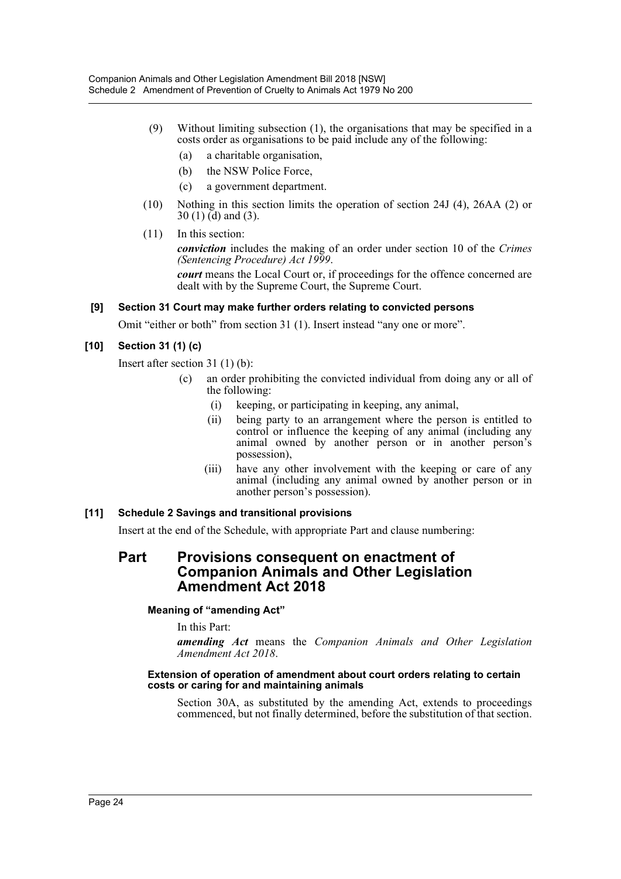(9) Without limiting subsection (1), the organisations that may be specified in a costs order as organisations to be paid include any of the following:

- (a) a charitable organisation,
- (b) the NSW Police Force,
- (c) a government department.

(10) Nothing in this section limits the operation of section 24J (4), 26AA (2) or 30 (1) (d) and (3).

(11) In this section:

***conviction*** includes the making of an order under section 10 of the *Crimes (Sentencing Procedure) Act 1999*.

***court*** means the Local Court or, if proceedings for the offence concerned are dealt with by the Supreme Court, the Supreme Court.

#### [9] Section 31 Court may make further orders relating to convicted persons

Omit "either or both" from section 31 (1). Insert instead "any one or more".

#### [10] Section 31 (1) (c)

Insert after section 31 (1) (b):

- (c) an order prohibiting the convicted individual from doing any or all of the following:
  - (i) keeping, or participating in keeping, any animal,
  - (ii) being party to an arrangement where the person is entitled to control or influence the keeping of any animal (including any animal owned by another person or in another person's possession),
  - (iii) have any other involvement with the keeping or care of any animal (including any animal owned by another person or in another person's possession).

#### [11] Schedule 2 Savings and transitional provisions

Insert at the end of the Schedule, with appropriate Part and clause numbering:

## Part Provisions consequent on enactment of Companion Animals and Other Legislation Amendment Act 2018

#### Meaning of "amending Act"

In this Part:

***amending Act*** means the *Companion Animals and Other Legislation Amendment Act 2018*.

#### Extension of operation of amendment about court orders relating to certain costs or caring for and maintaining animals

Section 30A, as substituted by the amending Act, extends to proceedings commenced, but not finally determined, before the substitution of that section.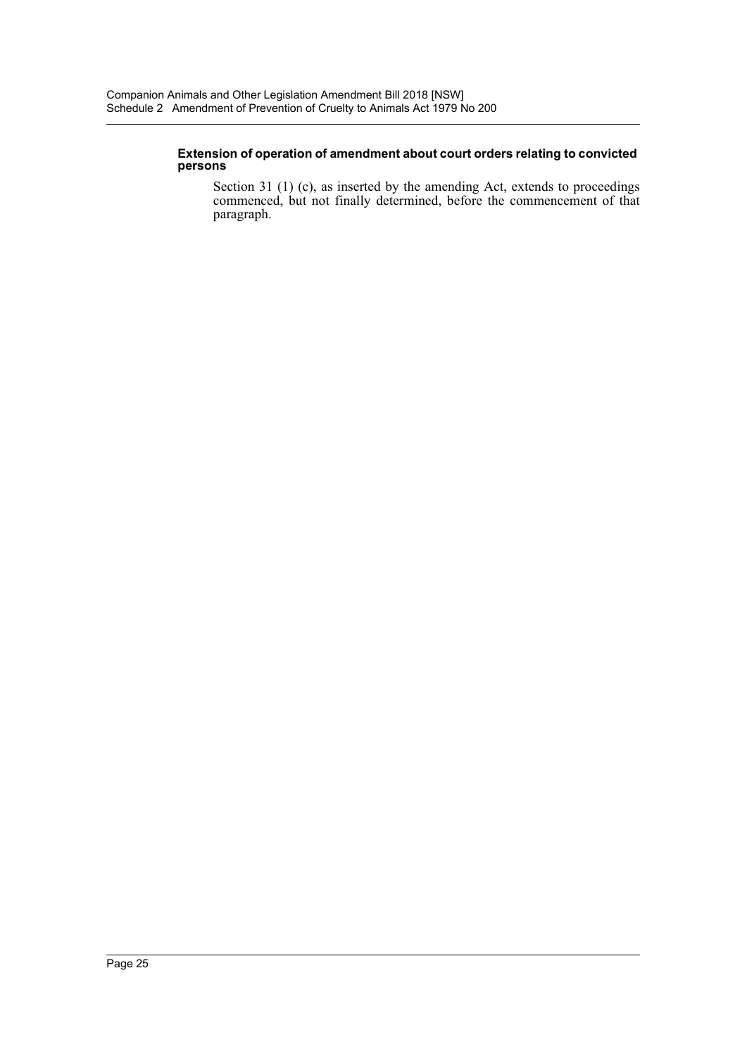**Extension of operation of amendment about court orders relating to convicted persons**

Section 31 (1) (c), as inserted by the amending Act, extends to proceedings commenced, but not finally determined, before the commencement of that paragraph.